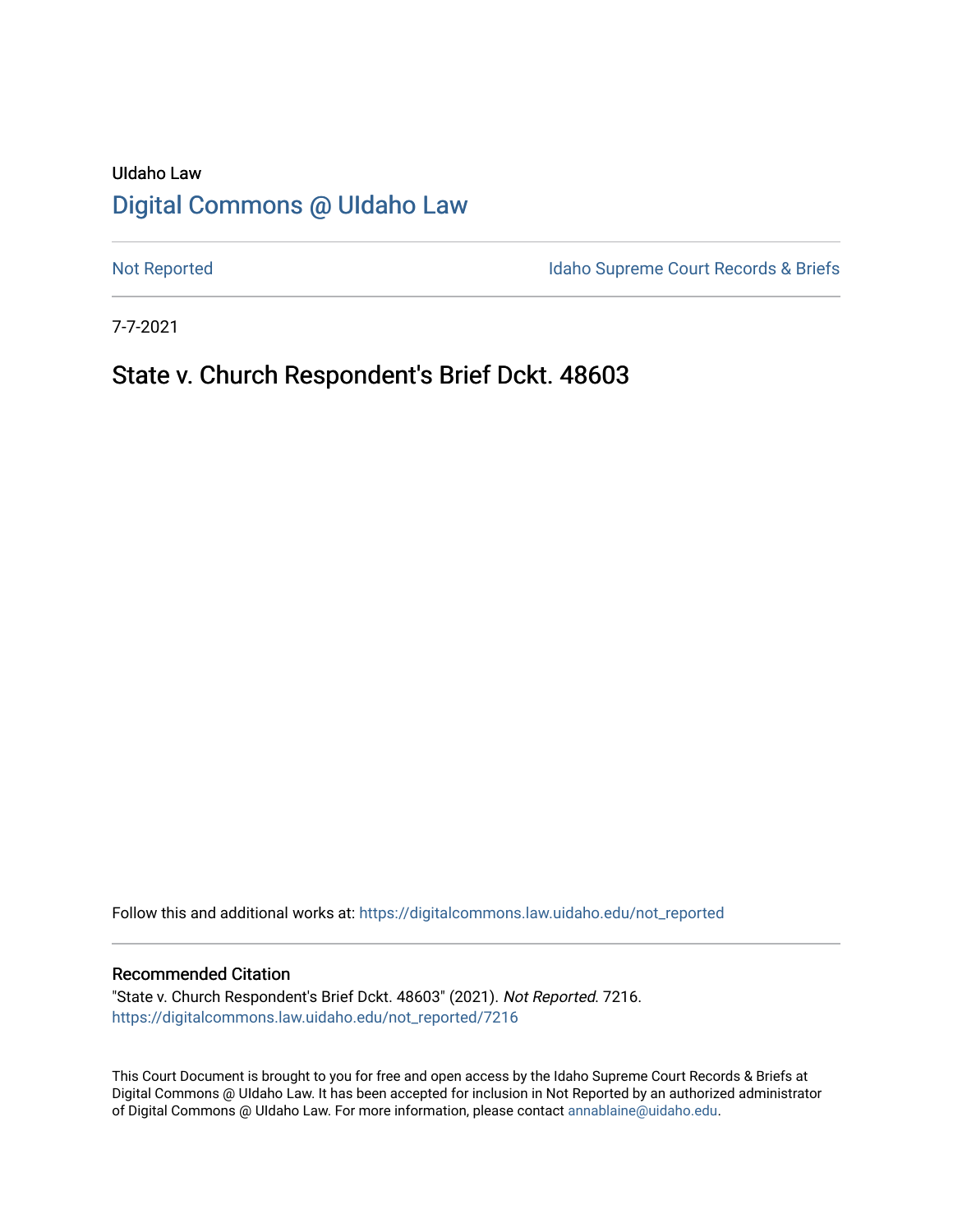UIdaho Law

# Digital Commons @ UIdaho Law

Not Reported

Idaho Supreme Court Records & Briefs

7-7-2021

## State v. Church Respondent's Brief Dckt. 48603

Follow this and additional works at: https://digitalcommons.law.uidaho.edu/not_reported

### Recommended Citation

"State v. Church Respondent's Brief Dckt. 48603" (2021). *Not Reported*. 7216.
https://digitalcommons.law.uidaho.edu/not_reported/7216

This Court Document is brought to you for free and open access by the Idaho Supreme Court Records & Briefs at Digital Commons @ UIdaho Law. It has been accepted for inclusion in Not Reported by an authorized administrator of Digital Commons @ UIdaho Law. For more information, please contact annablaine@uidaho.edu.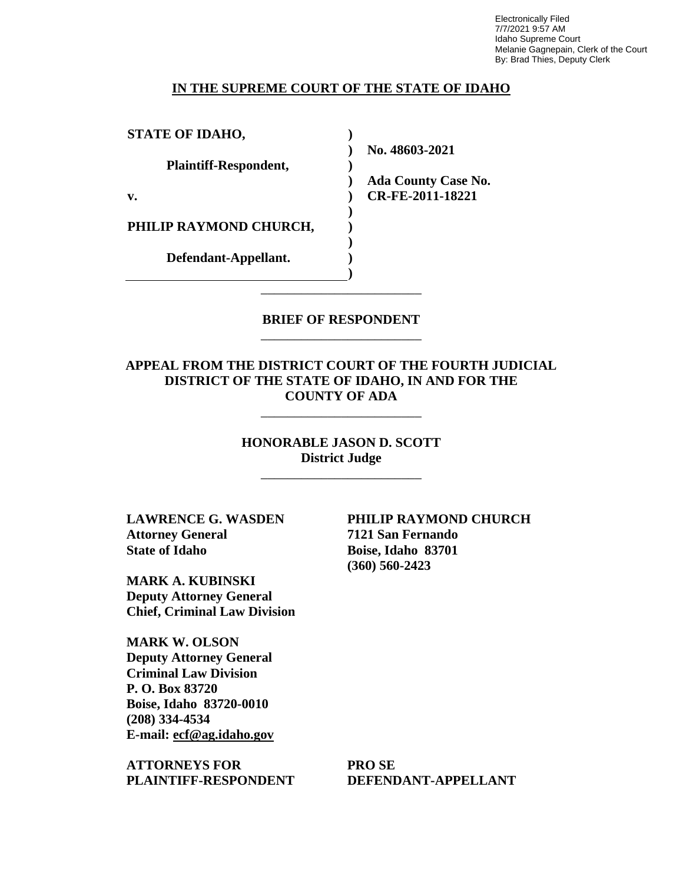Electronically Filed
7/7/2021 9:57 AM
Idaho Supreme Court
Melanie Gagnepain, Clerk of the Court
By: Brad Thies, Deputy Clerk

**IN THE SUPREME COURT OF THE STATE OF IDAHO**

| | | |
|---|---|---|
| **STATE OF IDAHO,** | ) | |
| | ) | **No. 48603-2021** |
| **Plaintiff-Respondent,** | ) | |
| | ) | **Ada County Case No.** |
| **v.** | ) | **CR-FE-2011-18221** |
| | ) | |
| **PHILIP RAYMOND CHURCH,** | ) | |
| | ) | |
| **Defendant-Appellant.** | ) | |
| | ) | |

---

**BRIEF OF RESPONDENT**

---

**APPEAL FROM THE DISTRICT COURT OF THE FOURTH JUDICIAL DISTRICT OF THE STATE OF IDAHO, IN AND FOR THE COUNTY OF ADA**

---

**HONORABLE JASON D. SCOTT**
**District Judge**

---

**LAWRENCE G. WASDEN**
**Attorney General**
**State of Idaho**

**MARK A. KUBINSKI**
**Deputy Attorney General**
**Chief, Criminal Law Division**

**MARK W. OLSON**
**Deputy Attorney General**
**Criminal Law Division**
**P. O. Box 83720**
**Boise, Idaho 83720-0010**
**(208) 334-4534**
**E-mail: ecf@ag.idaho.gov**

**ATTORNEYS FOR PLAINTIFF-RESPONDENT**

**PHILIP RAYMOND CHURCH**
**7121 San Fernando**
**Boise, Idaho 83701**
**(360) 560-2423**

**PRO SE DEFENDANT-APPELLANT**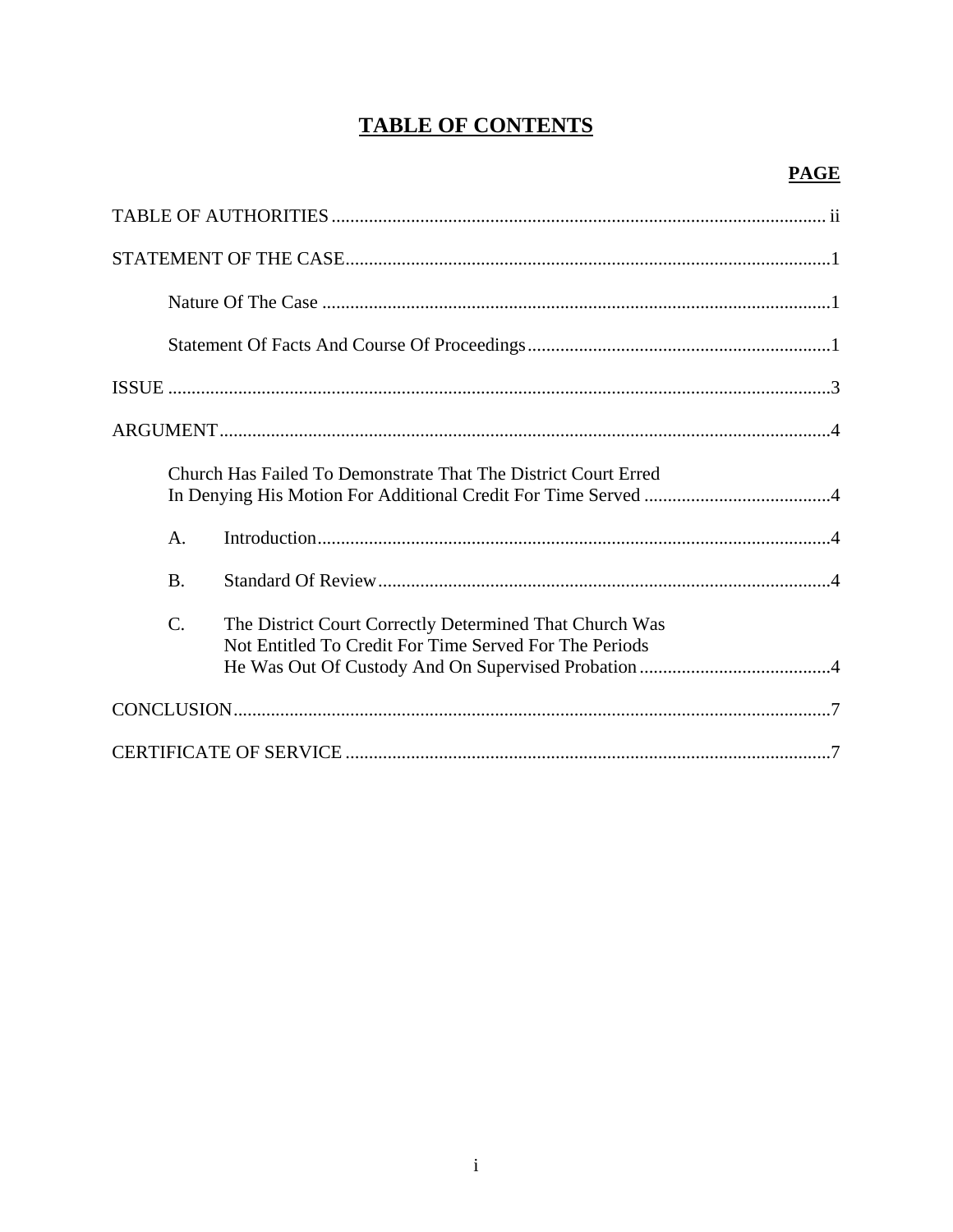# TABLE OF CONTENTS

**PAGE**

TABLE OF AUTHORITIES ........................................................................................................ ii

STATEMENT OF THE CASE........................................................................................................1

Nature Of The Case ........................................................................................................1

Statement Of Facts And Course Of Proceedings ................................................................1

ISSUE ........................................................................................................................................3

ARGUMENT..................................................................................................................................4

Church Has Failed To Demonstrate That The District Court Erred In Denying His Motion For Additional Credit For Time Served ........................................4

A. Introduction........................................................................................................4

B. Standard Of Review............................................................................................4

C. The District Court Correctly Determined That Church Was Not Entitled To Credit For Time Served For The Periods He Was Out Of Custody And On Supervised Probation .........................................4

CONCLUSION...............................................................................................................................7

CERTIFICATE OF SERVICE .......................................................................................................7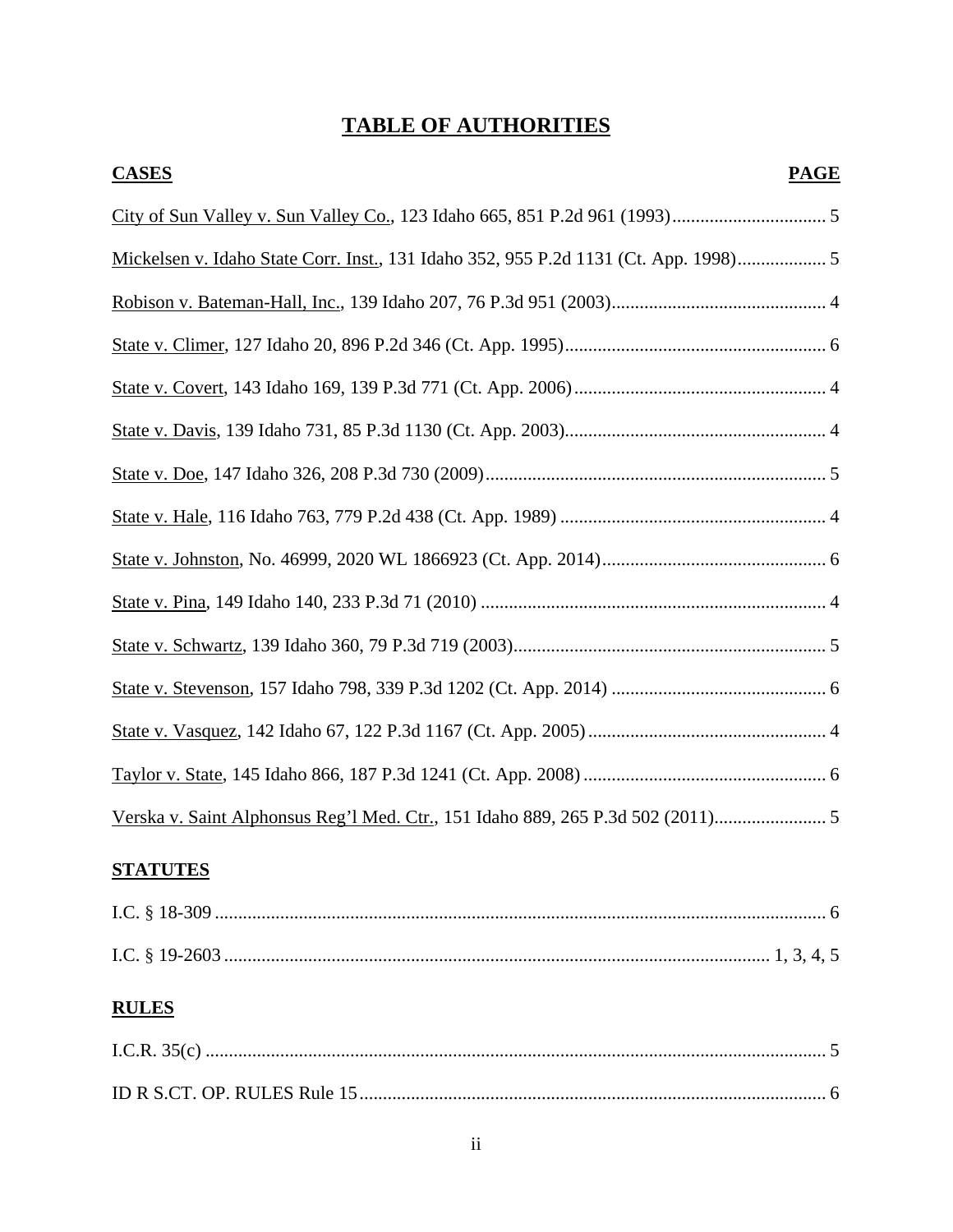# TABLE OF AUTHORITIES

| CASES | PAGE |
| --- | --- |
| City of Sun Valley v. Sun Valley Co., 123 Idaho 665, 851 P.2d 961 (1993) | 5 |
| Mickelsen v. Idaho State Corr. Inst., 131 Idaho 352, 955 P.2d 1131 (Ct. App. 1998) | 5 |
| Robison v. Bateman-Hall, Inc., 139 Idaho 207, 76 P.3d 951 (2003) | 4 |
| State v. Climer, 127 Idaho 20, 896 P.2d 346 (Ct. App. 1995) | 6 |
| State v. Covert, 143 Idaho 169, 139 P.3d 771 (Ct. App. 2006) | 4 |
| State v. Davis, 139 Idaho 731, 85 P.3d 1130 (Ct. App. 2003) | 4 |
| State v. Doe, 147 Idaho 326, 208 P.3d 730 (2009) | 5 |
| State v. Hale, 116 Idaho 763, 779 P.2d 438 (Ct. App. 1989) | 4 |
| State v. Johnston, No. 46999, 2020 WL 1866923 (Ct. App. 2014) | 6 |
| State v. Pina, 149 Idaho 140, 233 P.3d 71 (2010) | 4 |
| State v. Schwartz, 139 Idaho 360, 79 P.3d 719 (2003) | 5 |
| State v. Stevenson, 157 Idaho 798, 339 P.3d 1202 (Ct. App. 2014) | 6 |
| State v. Vasquez, 142 Idaho 67, 122 P.3d 1167 (Ct. App. 2005) | 4 |
| Taylor v. State, 145 Idaho 866, 187 P.3d 1241 (Ct. App. 2008) | 6 |
| Verska v. Saint Alphonsus Reg'l Med. Ctr., 151 Idaho 889, 265 P.3d 502 (2011) | 5 |

| STATUTES | |
| --- | --- |
| I.C. § 18-309 | 6 |
| I.C. § 19-2603 | 1, 3, 4, 5 |

| RULES | |
| --- | --- |
| I.C.R. 35(c) | 5 |
| ID R S.CT. OP. RULES Rule 15 | 6 |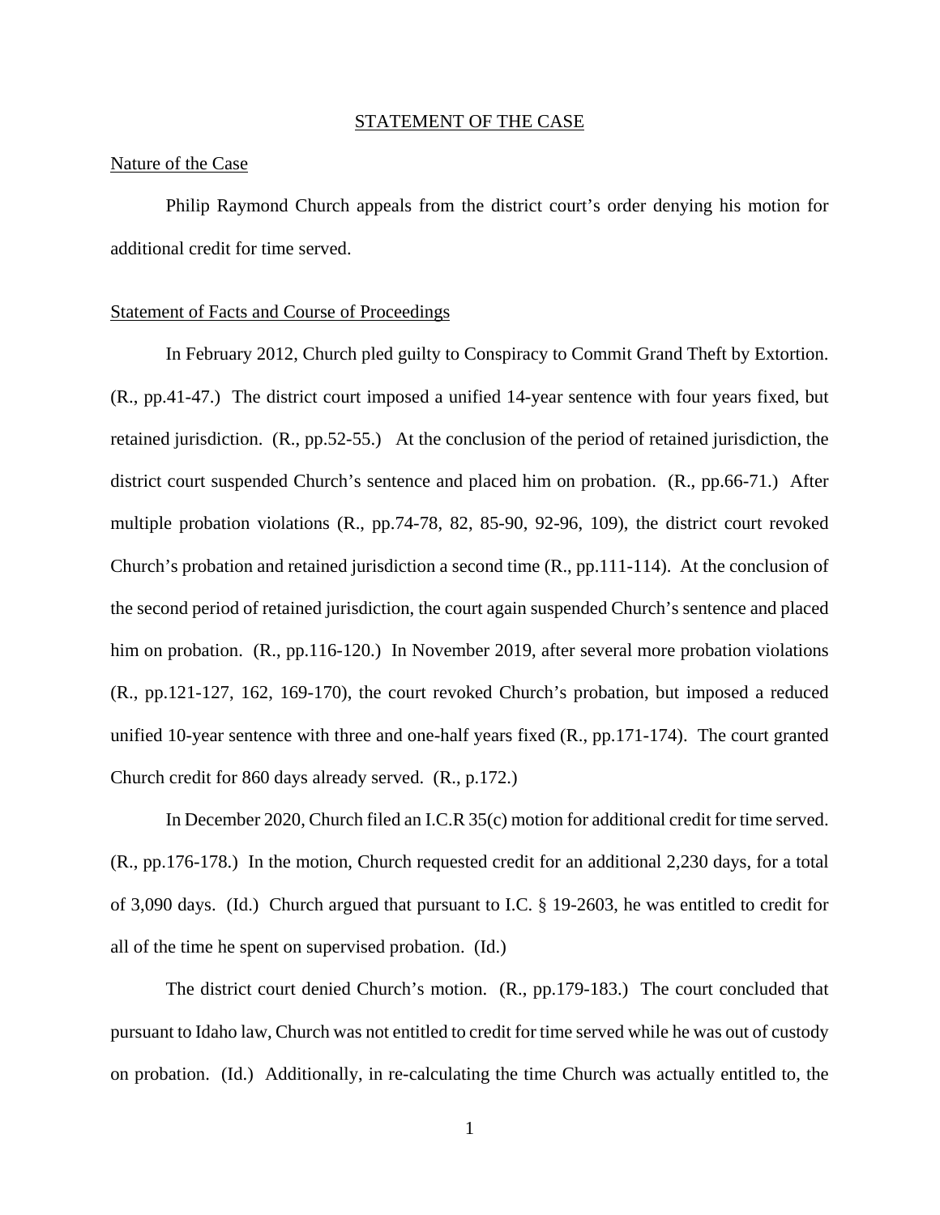## STATEMENT OF THE CASE

### Nature of the Case

Philip Raymond Church appeals from the district court's order denying his motion for additional credit for time served.

### Statement of Facts and Course of Proceedings

In February 2012, Church pled guilty to Conspiracy to Commit Grand Theft by Extortion. (R., pp.41-47.) The district court imposed a unified 14-year sentence with four years fixed, but retained jurisdiction. (R., pp.52-55.) At the conclusion of the period of retained jurisdiction, the district court suspended Church's sentence and placed him on probation. (R., pp.66-71.) After multiple probation violations (R., pp.74-78, 82, 85-90, 92-96, 109), the district court revoked Church's probation and retained jurisdiction a second time (R., pp.111-114). At the conclusion of the second period of retained jurisdiction, the court again suspended Church's sentence and placed him on probation. (R., pp.116-120.) In November 2019, after several more probation violations (R., pp.121-127, 162, 169-170), the court revoked Church's probation, but imposed a reduced unified 10-year sentence with three and one-half years fixed (R., pp.171-174). The court granted Church credit for 860 days already served. (R., p.172.)

In December 2020, Church filed an I.C.R 35(c) motion for additional credit for time served. (R., pp.176-178.) In the motion, Church requested credit for an additional 2,230 days, for a total of 3,090 days. (Id.) Church argued that pursuant to I.C. § 19-2603, he was entitled to credit for all of the time he spent on supervised probation. (Id.)

The district court denied Church's motion. (R., pp.179-183.) The court concluded that pursuant to Idaho law, Church was not entitled to credit for time served while he was out of custody on probation. (Id.) Additionally, in re-calculating the time Church was actually entitled to, the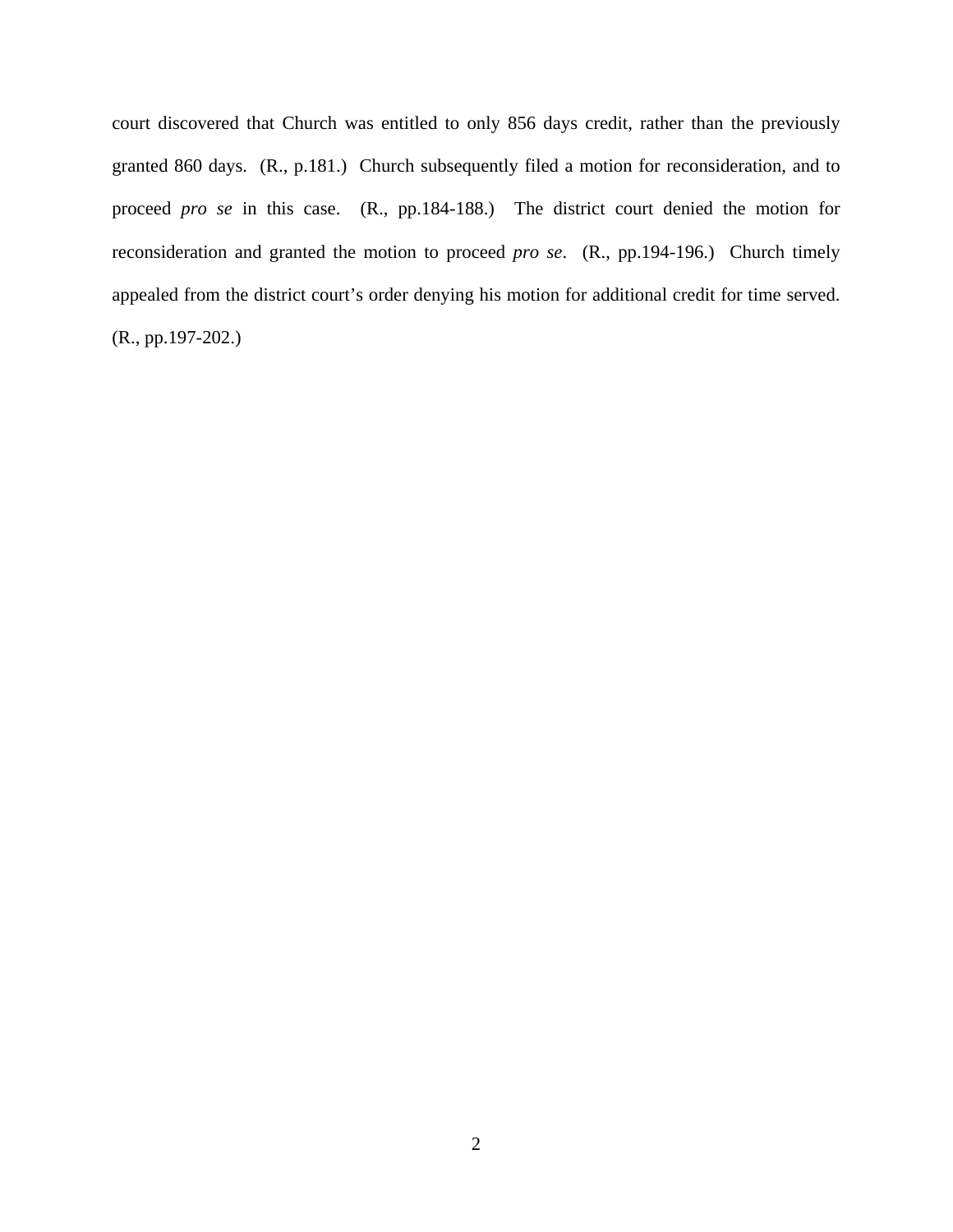court discovered that Church was entitled to only 856 days credit, rather than the previously granted 860 days. (R., p.181.) Church subsequently filed a motion for reconsideration, and to proceed *pro se* in this case. (R., pp.184-188.) The district court denied the motion for reconsideration and granted the motion to proceed *pro se*. (R., pp.194-196.) Church timely appealed from the district court's order denying his motion for additional credit for time served. (R., pp.197-202.)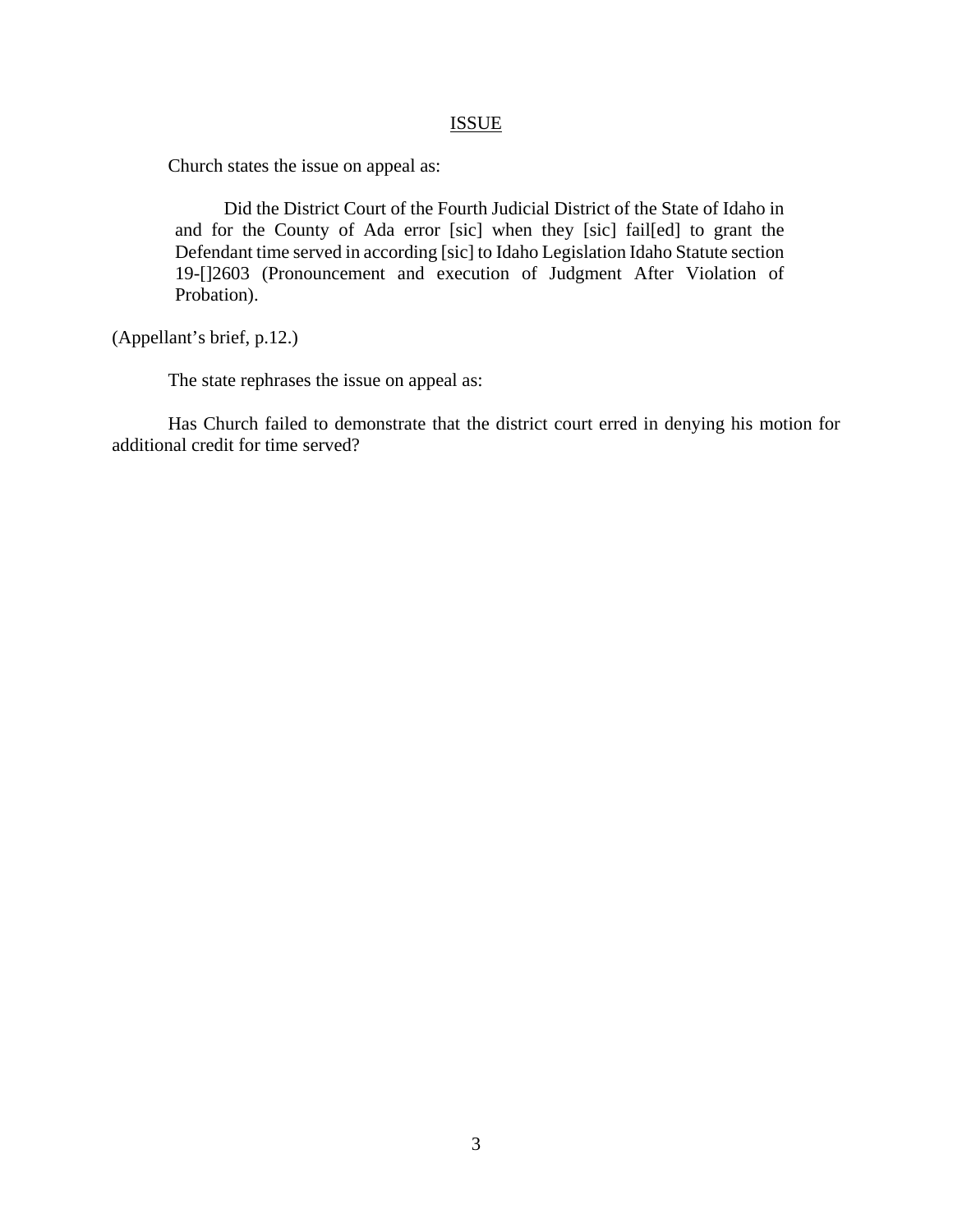# ISSUE

Church states the issue on appeal as:

> Did the District Court of the Fourth Judicial District of the State of Idaho in and for the County of Ada error [sic] when they [sic] fail[ed] to grant the Defendant time served in according [sic] to Idaho Legislation Idaho Statute section 19-[]2603 (Pronouncement and execution of Judgment After Violation of Probation).

(Appellant's brief, p.12.)

The state rephrases the issue on appeal as:

Has Church failed to demonstrate that the district court erred in denying his motion for additional credit for time served?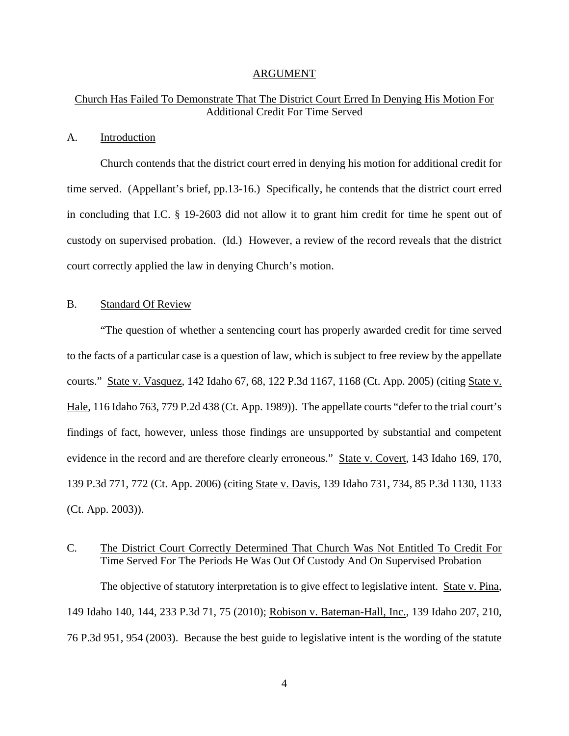## ARGUMENT

### Church Has Failed To Demonstrate That The District Court Erred In Denying His Motion For Additional Credit For Time Served

#### A. Introduction

Church contends that the district court erred in denying his motion for additional credit for time served. (Appellant's brief, pp.13-16.) Specifically, he contends that the district court erred in concluding that I.C. § 19-2603 did not allow it to grant him credit for time he spent out of custody on supervised probation. (Id.) However, a review of the record reveals that the district court correctly applied the law in denying Church's motion.

#### B. Standard Of Review

"The question of whether a sentencing court has properly awarded credit for time served to the facts of a particular case is a question of law, which is subject to free review by the appellate courts." State v. Vasquez, 142 Idaho 67, 68, 122 P.3d 1167, 1168 (Ct. App. 2005) (citing State v. Hale, 116 Idaho 763, 779 P.2d 438 (Ct. App. 1989)). The appellate courts "defer to the trial court's findings of fact, however, unless those findings are unsupported by substantial and competent evidence in the record and are therefore clearly erroneous." State v. Covert, 143 Idaho 169, 170, 139 P.3d 771, 772 (Ct. App. 2006) (citing State v. Davis, 139 Idaho 731, 734, 85 P.3d 1130, 1133 (Ct. App. 2003)).

#### C. The District Court Correctly Determined That Church Was Not Entitled To Credit For Time Served For The Periods He Was Out Of Custody And On Supervised Probation

The objective of statutory interpretation is to give effect to legislative intent. State v. Pina, 149 Idaho 140, 144, 233 P.3d 71, 75 (2010); Robison v. Bateman-Hall, Inc., 139 Idaho 207, 210, 76 P.3d 951, 954 (2003). Because the best guide to legislative intent is the wording of the statute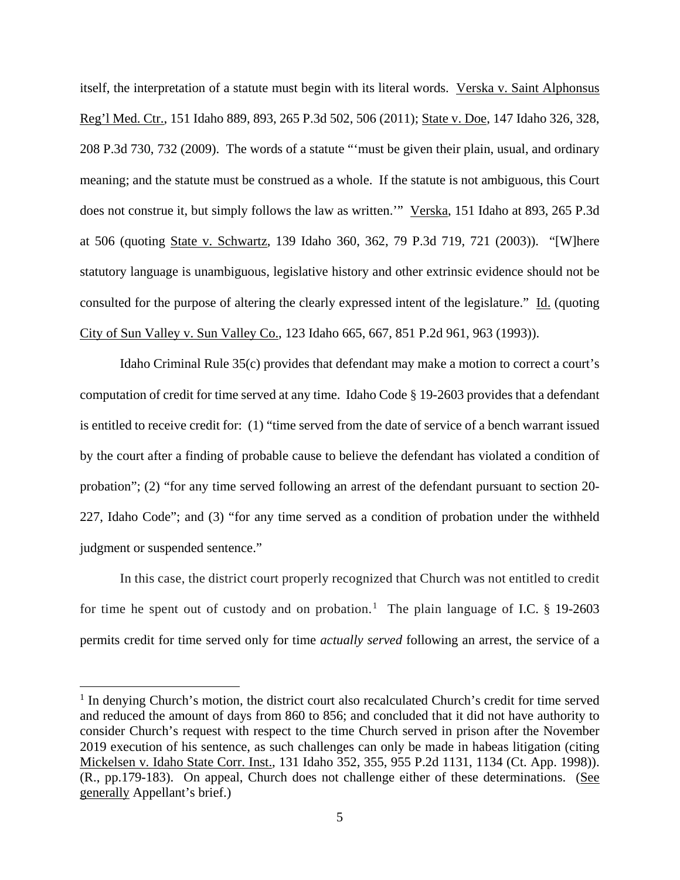itself, the interpretation of a statute must begin with its literal words. Verska v. Saint Alphonsus Reg'l Med. Ctr., 151 Idaho 889, 893, 265 P.3d 502, 506 (2011); State v. Doe, 147 Idaho 326, 328, 208 P.3d 730, 732 (2009). The words of a statute "'must be given their plain, usual, and ordinary meaning; and the statute must be construed as a whole. If the statute is not ambiguous, this Court does not construe it, but simply follows the law as written.'" Verska, 151 Idaho at 893, 265 P.3d at 506 (quoting State v. Schwartz, 139 Idaho 360, 362, 79 P.3d 719, 721 (2003)). "[W]here statutory language is unambiguous, legislative history and other extrinsic evidence should not be consulted for the purpose of altering the clearly expressed intent of the legislature." Id. (quoting City of Sun Valley v. Sun Valley Co., 123 Idaho 665, 667, 851 P.2d 961, 963 (1993)).

Idaho Criminal Rule 35(c) provides that defendant may make a motion to correct a court's computation of credit for time served at any time. Idaho Code § 19-2603 provides that a defendant is entitled to receive credit for: (1) "time served from the date of service of a bench warrant issued by the court after a finding of probable cause to believe the defendant has violated a condition of probation"; (2) "for any time served following an arrest of the defendant pursuant to section 20-227, Idaho Code"; and (3) "for any time served as a condition of probation under the withheld judgment or suspended sentence."

In this case, the district court properly recognized that Church was not entitled to credit for time he spent out of custody and on probation.[1] The plain language of I.C. § 19-2603 permits credit for time served only for time *actually served* following an arrest, the service of a

[1] In denying Church's motion, the district court also recalculated Church's credit for time served and reduced the amount of days from 860 to 856; and concluded that it did not have authority to consider Church's request with respect to the time Church served in prison after the November 2019 execution of his sentence, as such challenges can only be made in habeas litigation (citing Mickelsen v. Idaho State Corr. Inst., 131 Idaho 352, 355, 955 P.2d 1131, 1134 (Ct. App. 1998)). (R., pp.179-183). On appeal, Church does not challenge either of these determinations. (See generally Appellant's brief.)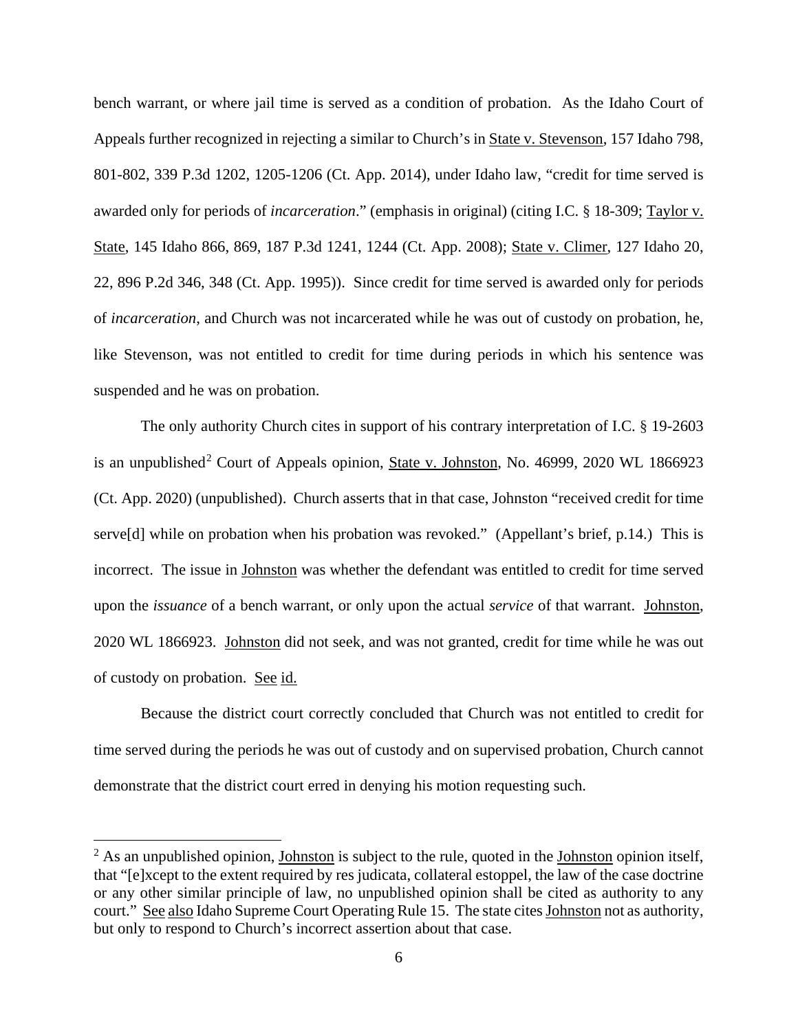bench warrant, or where jail time is served as a condition of probation. As the Idaho Court of Appeals further recognized in rejecting a similar to Church's in State v. Stevenson, 157 Idaho 798, 801-802, 339 P.3d 1202, 1205-1206 (Ct. App. 2014), under Idaho law, "credit for time served is awarded only for periods of *incarceration*." (emphasis in original) (citing I.C. § 18-309; Taylor v. State, 145 Idaho 866, 869, 187 P.3d 1241, 1244 (Ct. App. 2008); State v. Climer, 127 Idaho 20, 22, 896 P.2d 346, 348 (Ct. App. 1995)). Since credit for time served is awarded only for periods of *incarceration*, and Church was not incarcerated while he was out of custody on probation, he, like Stevenson, was not entitled to credit for time during periods in which his sentence was suspended and he was on probation.

The only authority Church cites in support of his contrary interpretation of I.C. § 19-2603 is an unpublished[2] Court of Appeals opinion, State v. Johnston, No. 46999, 2020 WL 1866923 (Ct. App. 2020) (unpublished). Church asserts that in that case, Johnston "received credit for time serve[d] while on probation when his probation was revoked." (Appellant's brief, p.14.) This is incorrect. The issue in Johnston was whether the defendant was entitled to credit for time served upon the *issuance* of a bench warrant, or only upon the actual *service* of that warrant. Johnston, 2020 WL 1866923. Johnston did not seek, and was not granted, credit for time while he was out of custody on probation. See id.

Because the district court correctly concluded that Church was not entitled to credit for time served during the periods he was out of custody and on supervised probation, Church cannot demonstrate that the district court erred in denying his motion requesting such.

---

[2] As an unpublished opinion, Johnston is subject to the rule, quoted in the Johnston opinion itself, that "[e]xcept to the extent required by res judicata, collateral estoppel, the law of the case doctrine or any other similar principle of law, no unpublished opinion shall be cited as authority to any court." See also Idaho Supreme Court Operating Rule 15. The state cites Johnston not as authority, but only to respond to Church's incorrect assertion about that case.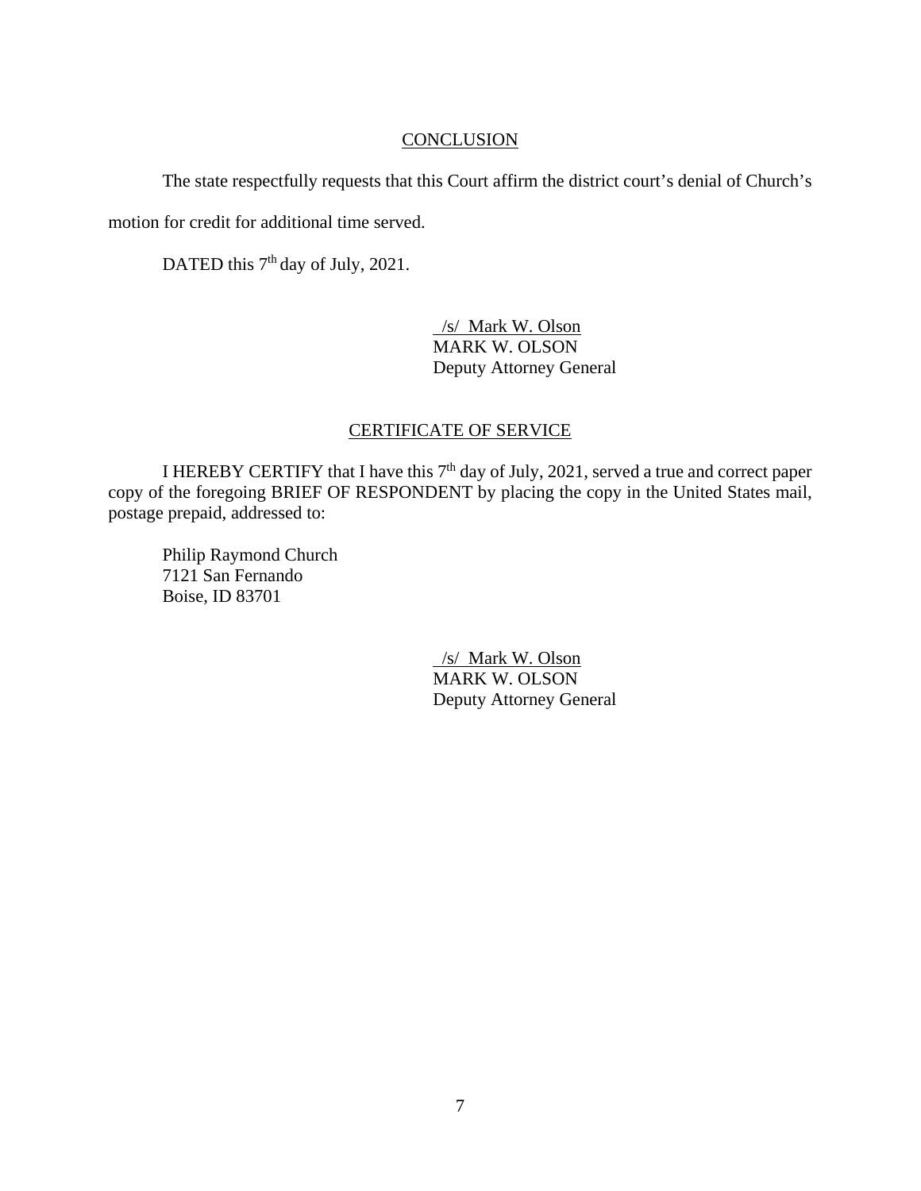## CONCLUSION

The state respectfully requests that this Court affirm the district court's denial of Church's motion for credit for additional time served.

DATED this 7th day of July, 2021.

/s/ Mark W. Olson
MARK W. OLSON
Deputy Attorney General

## CERTIFICATE OF SERVICE

I HEREBY CERTIFY that I have this 7th day of July, 2021, served a true and correct paper copy of the foregoing BRIEF OF RESPONDENT by placing the copy in the United States mail, postage prepaid, addressed to:

Philip Raymond Church
7121 San Fernando
Boise, ID 83701

/s/ Mark W. Olson
MARK W. OLSON
Deputy Attorney General